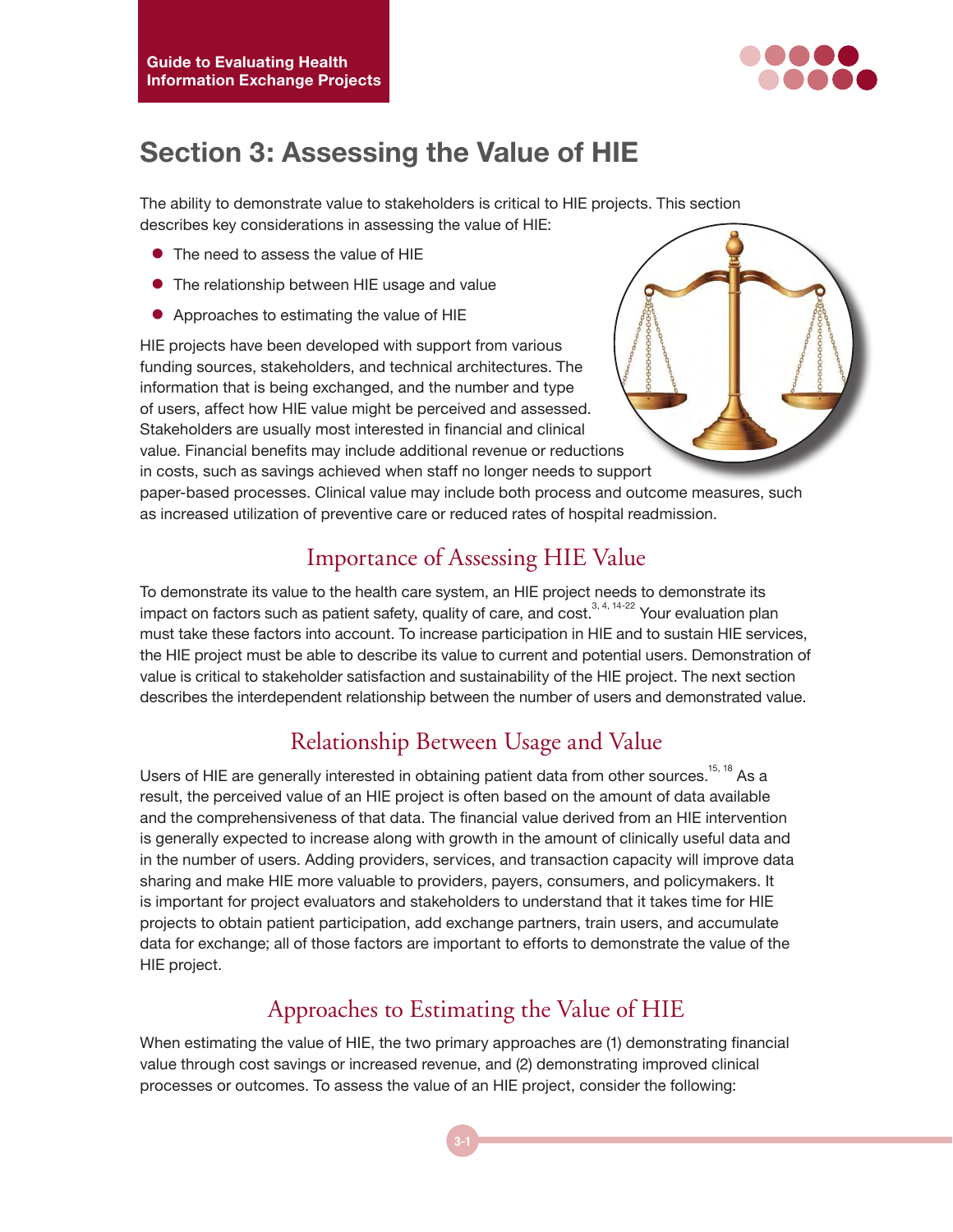# Section 3: Assessing the Value of HIE

The ability to demonstrate value to stakeholders is critical to HIE projects. This section describes key considerations in assessing the value of HIE:

- The need to assess the value of HIE
- The relationship between HIE usage and value
- Approaches to estimating the value of HIE

HIE projects have been developed with support from various funding sources, stakeholders, and technical architectures. The information that is being exchanged, and the number and type of users, affect how HIE value might be perceived and assessed. Stakeholders are usually most interested in financial and clinical value. Financial benefits may include additional revenue or reductions in costs, such as savings achieved when staff no longer needs to support paper-based processes. Clinical value may include both process and outcome measures, such as increased utilization of preventive care or reduced rates of hospital readmission.

## Importance of Assessing HIE Value

To demonstrate its value to the health care system, an HIE project needs to demonstrate its impact on factors such as patient safety, quality of care, and cost.[3, 4, 14-22] Your evaluation plan must take these factors into account. To increase participation in HIE and to sustain HIE services, the HIE project must be able to describe its value to current and potential users. Demonstration of value is critical to stakeholder satisfaction and sustainability of the HIE project. The next section describes the interdependent relationship between the number of users and demonstrated value.

## Relationship Between Usage and Value

Users of HIE are generally interested in obtaining patient data from other sources.[15, 18] As a result, the perceived value of an HIE project is often based on the amount of data available and the comprehensiveness of that data. The financial value derived from an HIE intervention is generally expected to increase along with growth in the amount of clinically useful data and in the number of users. Adding providers, services, and transaction capacity will improve data sharing and make HIE more valuable to providers, payers, consumers, and policymakers. It is important for project evaluators and stakeholders to understand that it takes time for HIE projects to obtain patient participation, add exchange partners, train users, and accumulate data for exchange; all of those factors are important to efforts to demonstrate the value of the HIE project.

## Approaches to Estimating the Value of HIE

When estimating the value of HIE, the two primary approaches are (1) demonstrating financial value through cost savings or increased revenue, and (2) demonstrating improved clinical processes or outcomes. To assess the value of an HIE project, consider the following: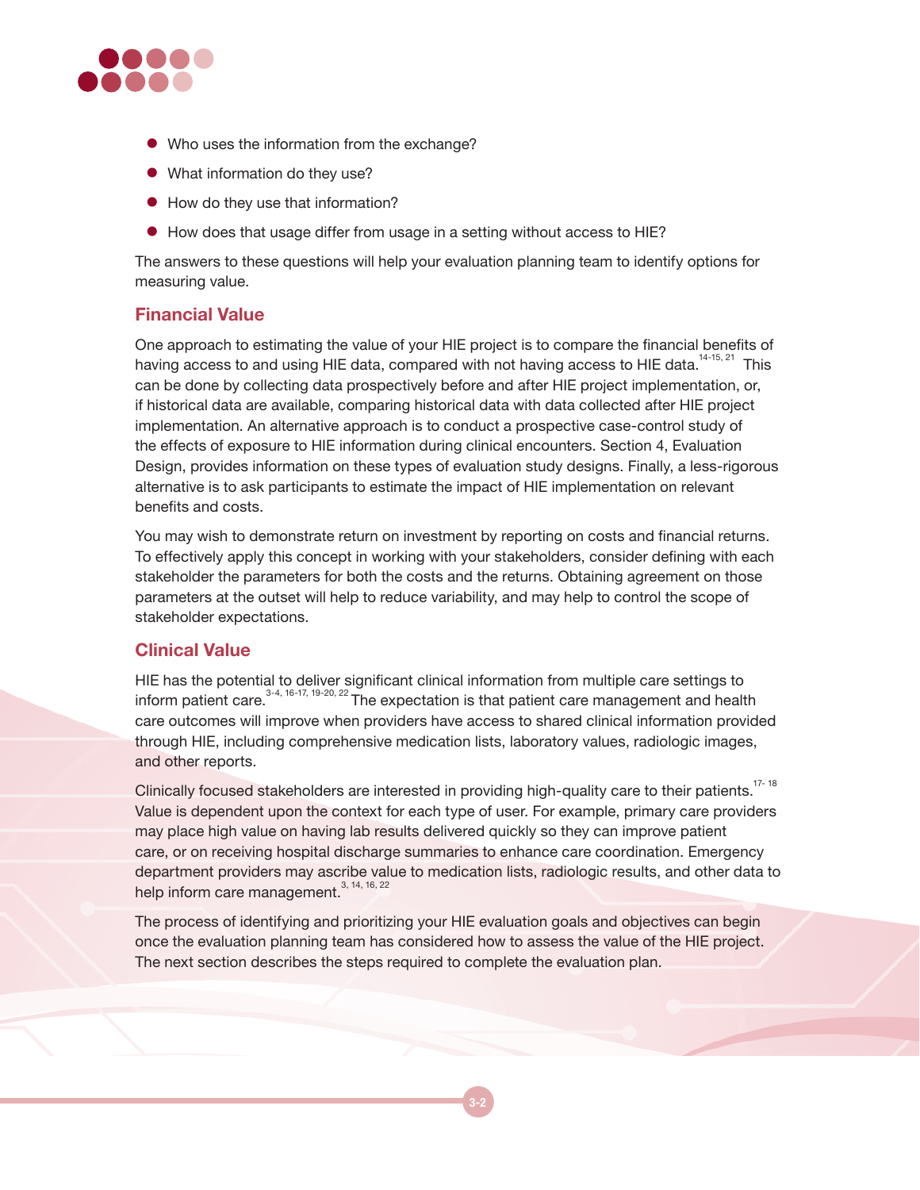- Who uses the information from the exchange?
- What information do they use?
- How do they use that information?
- How does that usage differ from usage in a setting without access to HIE?

The answers to these questions will help your evaluation planning team to identify options for measuring value.

## Financial Value

One approach to estimating the value of your HIE project is to compare the financial benefits of having access to and using HIE data, compared with not having access to HIE data.[14-15, 21] This can be done by collecting data prospectively before and after HIE project implementation, or, if historical data are available, comparing historical data with data collected after HIE project implementation. An alternative approach is to conduct a prospective case-control study of the effects of exposure to HIE information during clinical encounters. Section 4, Evaluation Design, provides information on these types of evaluation study designs. Finally, a less-rigorous alternative is to ask participants to estimate the impact of HIE implementation on relevant benefits and costs.

You may wish to demonstrate return on investment by reporting on costs and financial returns. To effectively apply this concept in working with your stakeholders, consider defining with each stakeholder the parameters for both the costs and the returns. Obtaining agreement on those parameters at the outset will help to reduce variability, and may help to control the scope of stakeholder expectations.

## Clinical Value

HIE has the potential to deliver significant clinical information from multiple care settings to inform patient care.[3-4, 16-17, 19-20, 22] The expectation is that patient care management and health care outcomes will improve when providers have access to shared clinical information provided through HIE, including comprehensive medication lists, laboratory values, radiologic images, and other reports.

Clinically focused stakeholders are interested in providing high-quality care to their patients.[17-18] Value is dependent upon the context for each type of user. For example, primary care providers may place high value on having lab results delivered quickly so they can improve patient care, or on receiving hospital discharge summaries to enhance care coordination. Emergency department providers may ascribe value to medication lists, radiologic results, and other data to help inform care management.[3, 14, 16, 22]

The process of identifying and prioritizing your HIE evaluation goals and objectives can begin once the evaluation planning team has considered how to assess the value of the HIE project. The next section describes the steps required to complete the evaluation plan.